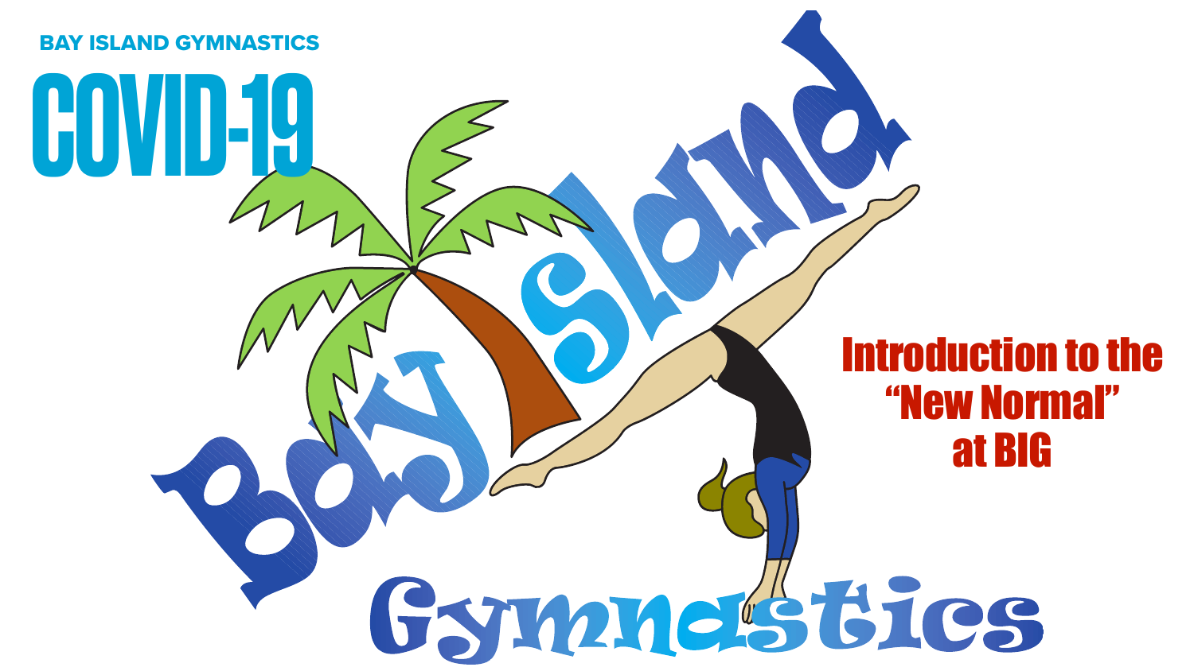BAY ISLAND GYMNASTICS

# COVID-19

Bay Island Gymnastics

## Introduction to the "New Normal" at BIG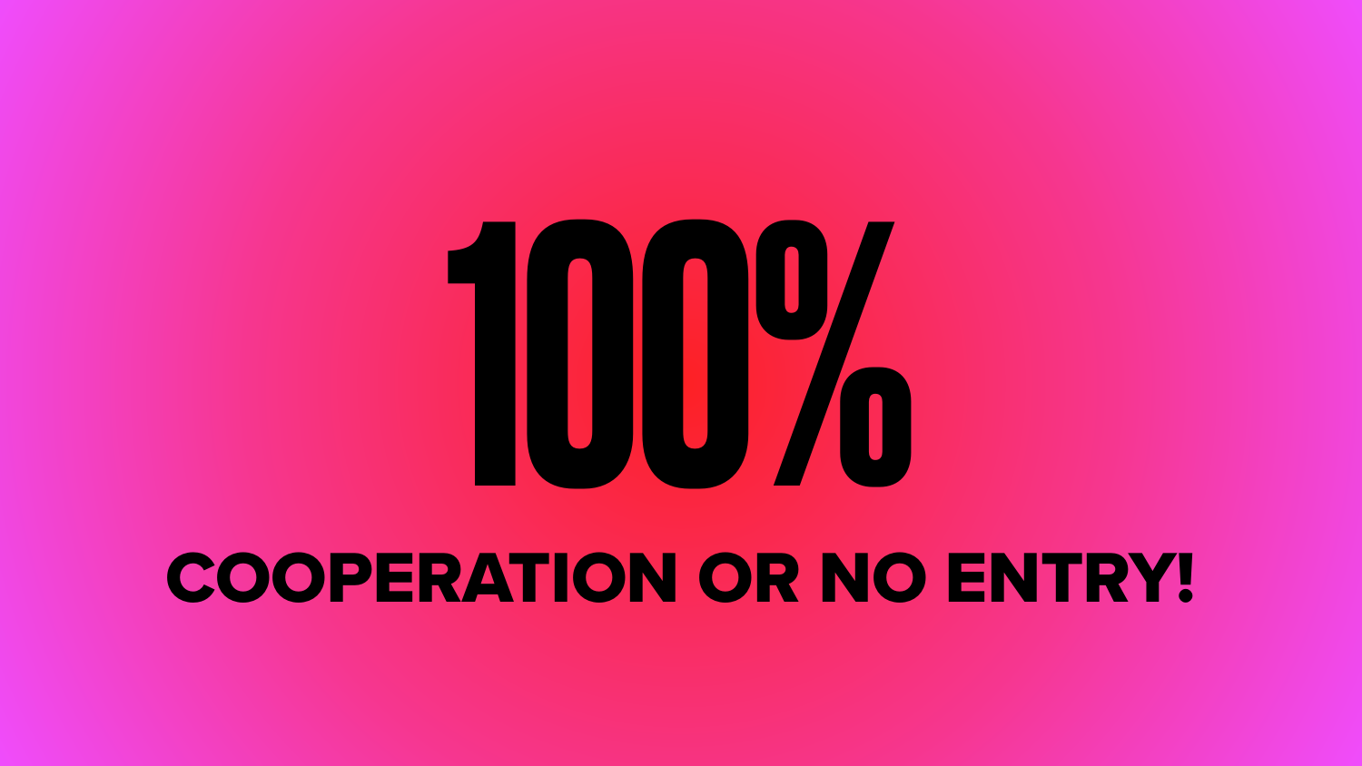# 100%

**COOPERATION OR NO ENTRY!**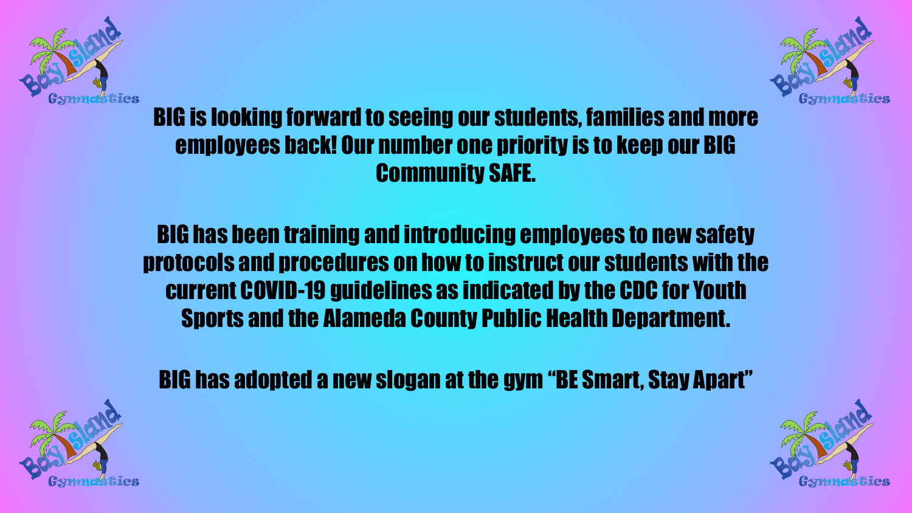**BIG is looking forward to seeing our students, families and more employees back! Our number one priority is to keep our BIG Community SAFE.**

**BIG has been training and introducing employees to new safety protocols and procedures on how to instruct our students with the current COVID-19 guidelines as indicated by the CDC for Youth Sports and the Alameda County Public Health Department.**

**BIG has adopted a new slogan at the gym "BE Smart, Stay Apart"**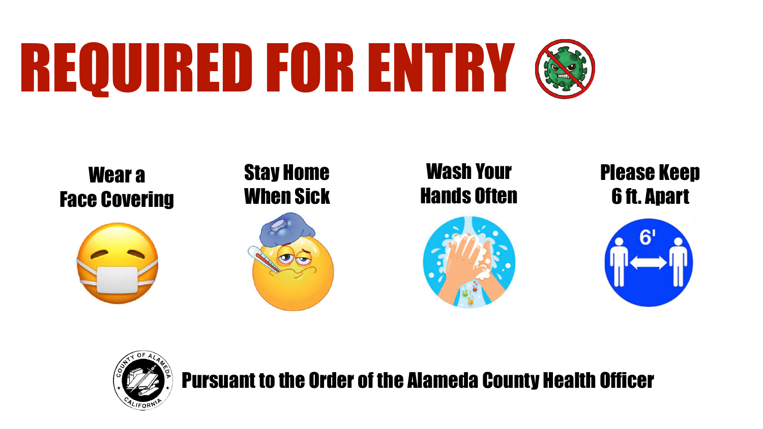# REQUIRED FOR ENTRY

**Wear a Face Covering**

**Stay Home When Sick**

**Wash Your Hands Often**

**Please Keep 6 ft. Apart**

**Pursuant to the Order of the Alameda County Health Officer**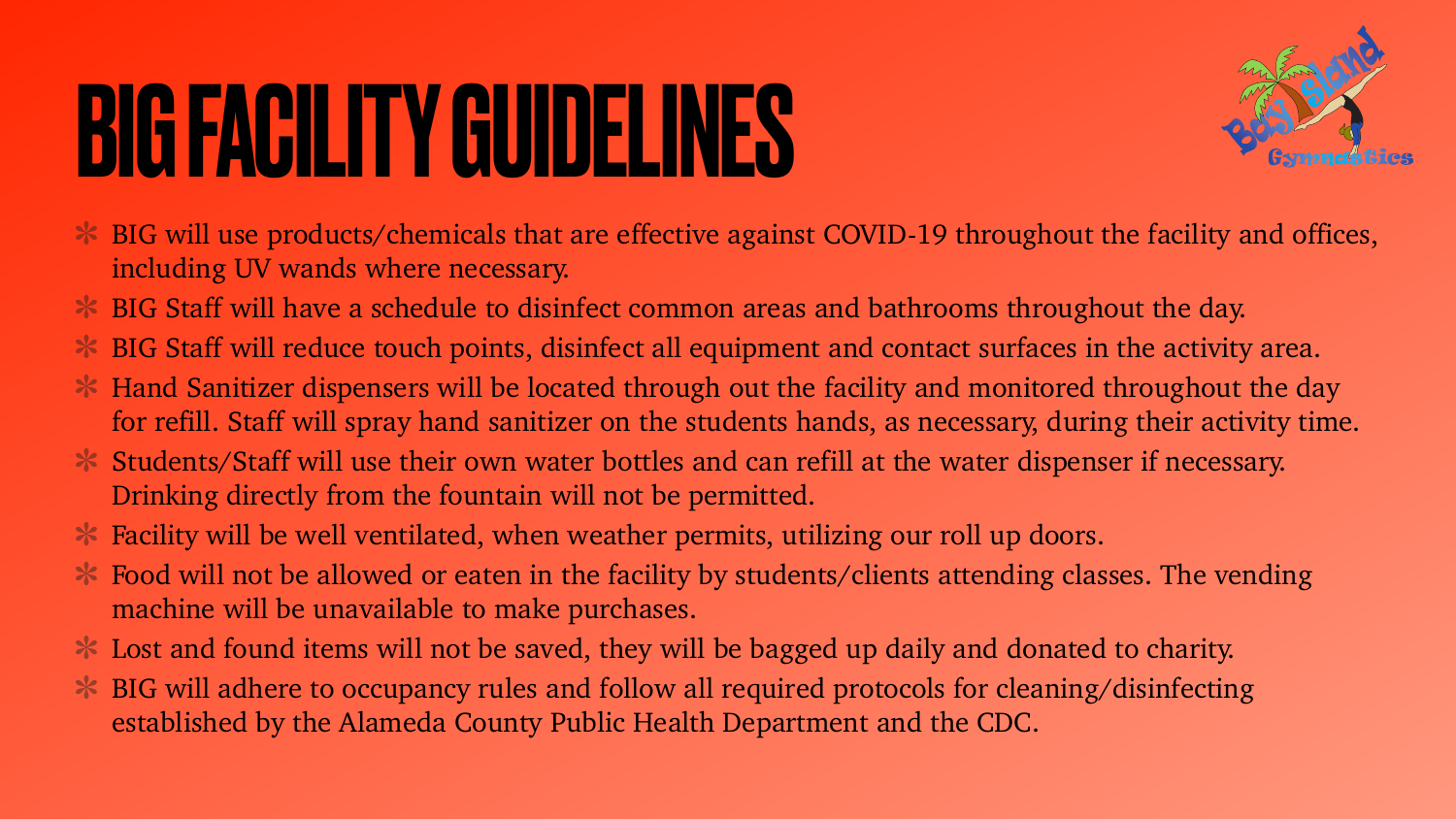# BIG FACILITY GUIDELINES

- BIG will use products/chemicals that are effective against COVID-19 throughout the facility and offices, including UV wands where necessary.
- BIG Staff will have a schedule to disinfect common areas and bathrooms throughout the day.
- BIG Staff will reduce touch points, disinfect all equipment and contact surfaces in the activity area.
- Hand Sanitizer dispensers will be located through out the facility and monitored throughout the day for refill. Staff will spray hand sanitizer on the students hands, as necessary, during their activity time.
- Students/Staff will use their own water bottles and can refill at the water dispenser if necessary. Drinking directly from the fountain will not be permitted.
- Facility will be well ventilated, when weather permits, utilizing our roll up doors.
- Food will not be allowed or eaten in the facility by students/clients attending classes. The vending machine will be unavailable to make purchases.
- Lost and found items will not be saved, they will be bagged up daily and donated to charity.
- BIG will adhere to occupancy rules and follow all required protocols for cleaning/disinfecting established by the Alameda County Public Health Department and the CDC.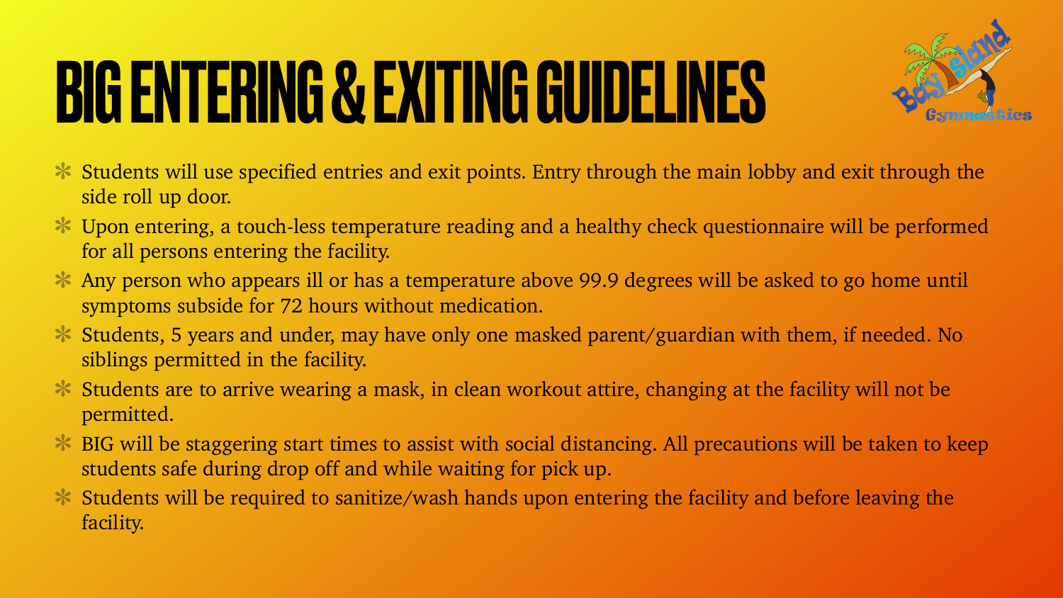# BIG ENTERING & EXITING GUIDELINES

- Students will use specified entries and exit points. Entry through the main lobby and exit through the side roll up door.
- Upon entering, a touch-less temperature reading and a healthy check questionnaire will be performed for all persons entering the facility.
- Any person who appears ill or has a temperature above 99.9 degrees will be asked to go home until symptoms subside for 72 hours without medication.
- Students, 5 years and under, may have only one masked parent/guardian with them, if needed. No siblings permitted in the facility.
- Students are to arrive wearing a mask, in clean workout attire, changing at the facility will not be permitted.
- BIG will be staggering start times to assist with social distancing. All precautions will be taken to keep students safe during drop off and while waiting for pick up.
- Students will be required to sanitize/wash hands upon entering the facility and before leaving the facility.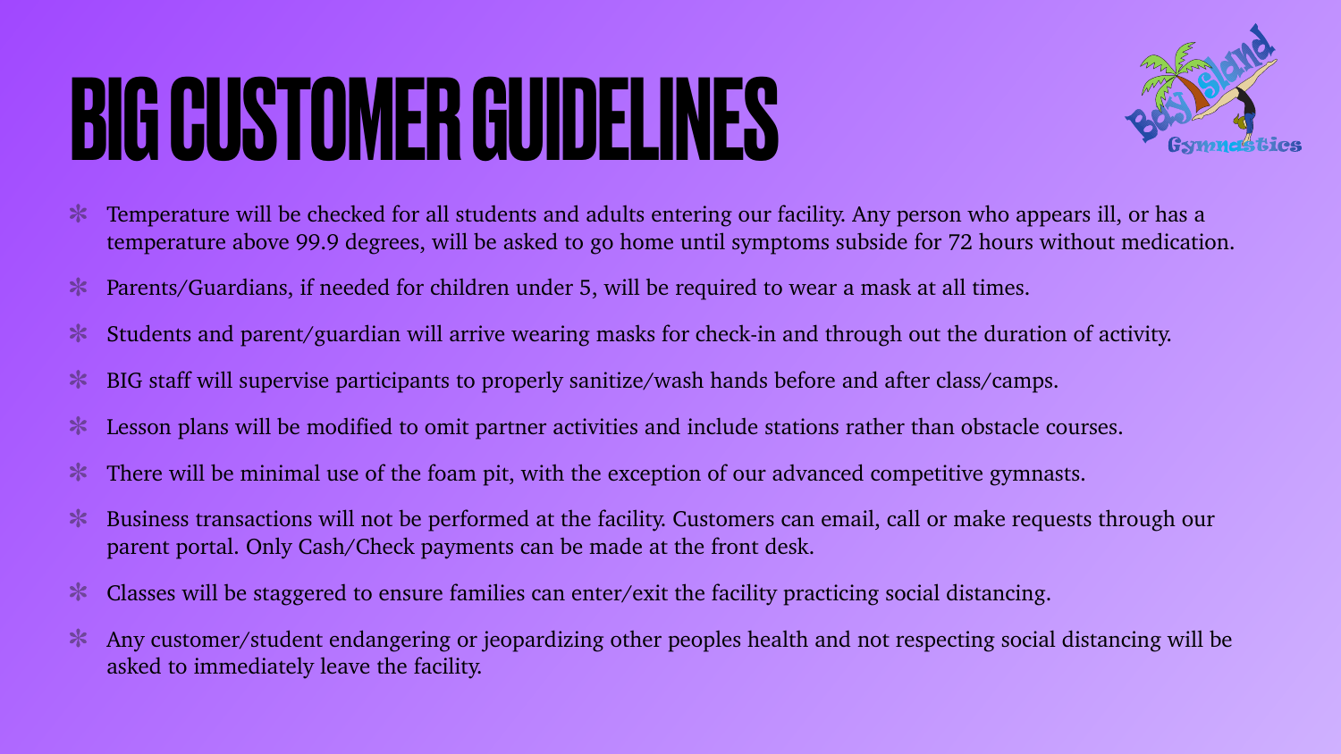# BIG CUSTOMER GUIDELINES

- Temperature will be checked for all students and adults entering our facility. Any person who appears ill, or has a temperature above 99.9 degrees, will be asked to go home until symptoms subside for 72 hours without medication.
- Parents/Guardians, if needed for children under 5, will be required to wear a mask at all times.
- Students and parent/guardian will arrive wearing masks for check-in and through out the duration of activity.
- BIG staff will supervise participants to properly sanitize/wash hands before and after class/camps.
- Lesson plans will be modified to omit partner activities and include stations rather than obstacle courses.
- There will be minimal use of the foam pit, with the exception of our advanced competitive gymnasts.
- Business transactions will not be performed at the facility. Customers can email, call or make requests through our parent portal. Only Cash/Check payments can be made at the front desk.
- Classes will be staggered to ensure families can enter/exit the facility practicing social distancing.
- Any customer/student endangering or jeopardizing other peoples health and not respecting social distancing will be asked to immediately leave the facility.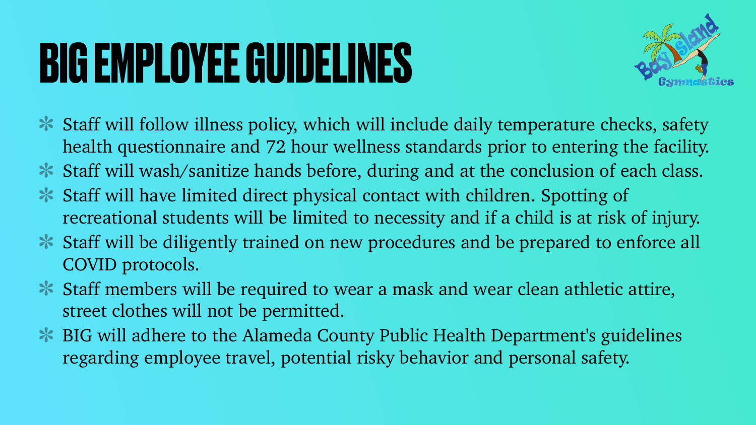# BIG EMPLOYEE GUIDELINES

- Staff will follow illness policy, which will include daily temperature checks, safety health questionnaire and 72 hour wellness standards prior to entering the facility.
- Staff will wash/sanitize hands before, during and at the conclusion of each class.
- Staff will have limited direct physical contact with children. Spotting of recreational students will be limited to necessity and if a child is at risk of injury.
- Staff will be diligently trained on new procedures and be prepared to enforce all COVID protocols.
- Staff members will be required to wear a mask and wear clean athletic attire, street clothes will not be permitted.
- BIG will adhere to the Alameda County Public Health Department's guidelines regarding employee travel, potential risky behavior and personal safety.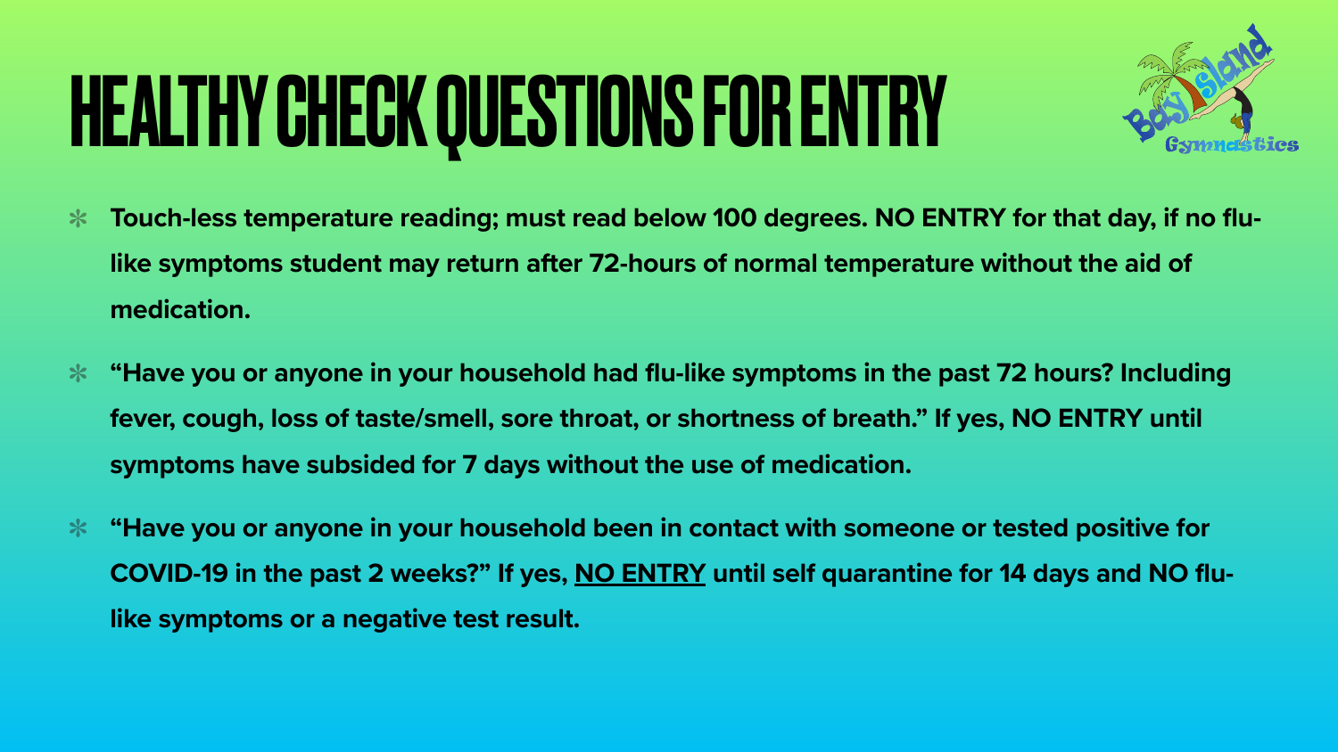# HEALTHY CHECK QUESTIONS FOR ENTRY

- **Touch-less temperature reading; must read below 100 degrees. NO ENTRY for that day, if no flu-like symptoms student may return after 72-hours of normal temperature without the aid of medication.**
- **"Have you or anyone in your household had flu-like symptoms in the past 72 hours? Including fever, cough, loss of taste/smell, sore throat, or shortness of breath." If yes, NO ENTRY until symptoms have subsided for 7 days without the use of medication.**
- **"Have you or anyone in your household been in contact with someone or tested positive for COVID-19 in the past 2 weeks?" If yes, <u>NO ENTRY</u> until self quarantine for 14 days and NO flu-like symptoms or a negative test result.**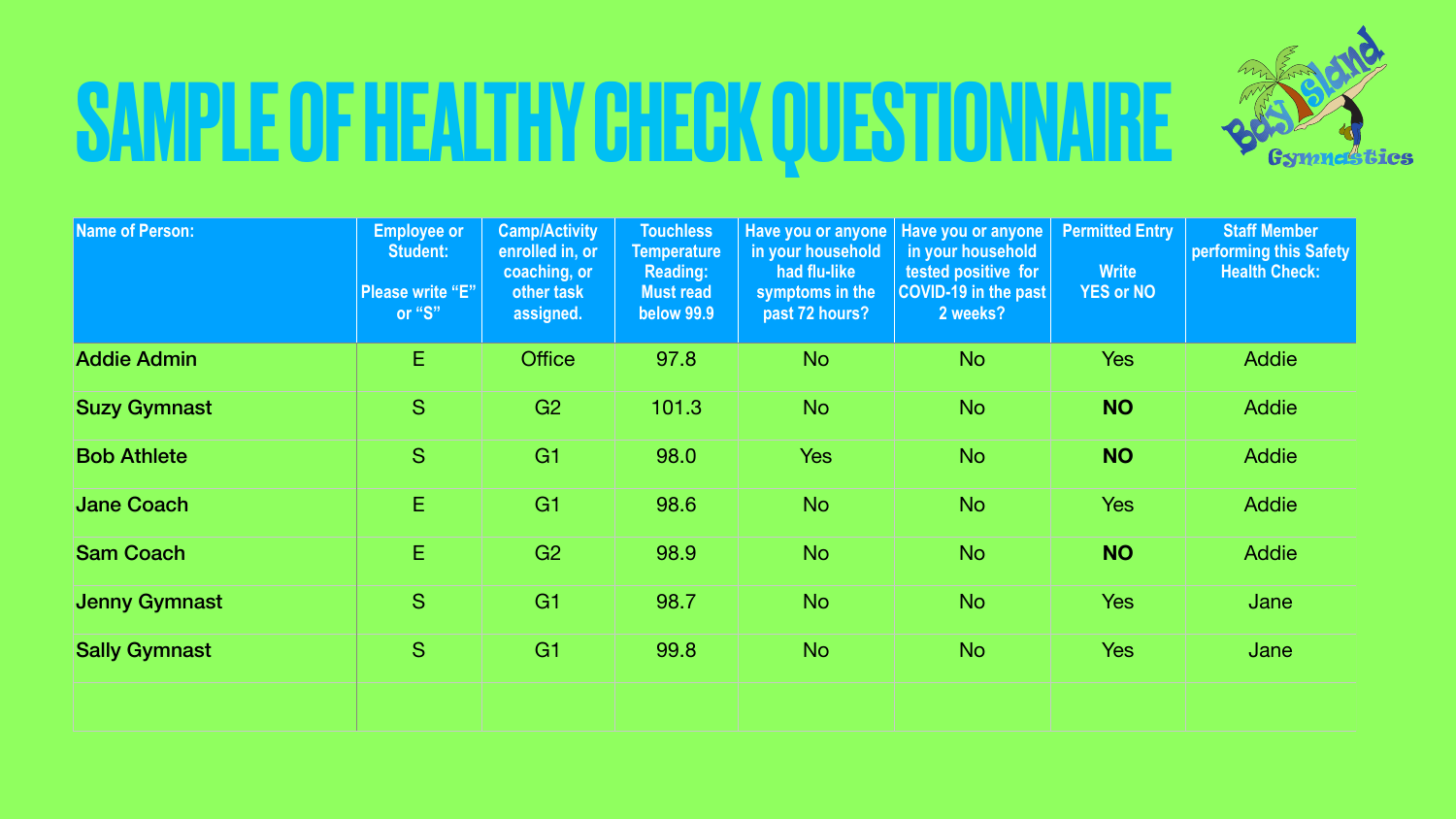# SAMPLE OF HEALTHY CHECK QUESTIONNAIRE

| Name of Person: | Employee or Student: Please write "E" or "S" | Camp/Activity enrolled in, or coaching, or other task assigned. | Touchless Temperature Reading: Must read below 99.9 | Have you or anyone in your household had flu-like symptoms in the past 72 hours? | Have you or anyone in your household tested positive for COVID-19 in the past 2 weeks? | Permitted Entry Write YES or NO | Staff Member performing this Safety Health Check: |
|---|---|---|---|---|---|---|---|
| **Addie Admin** | E | Office | 97.8 | No | No | Yes | Addie |
| **Suzy Gymnast** | S | G2 | 101.3 | No | No | **NO** | Addie |
| **Bob Athlete** | S | G1 | 98.0 | Yes | No | **NO** | Addie |
| **Jane Coach** | E | G1 | 98.6 | No | No | Yes | Addie |
| **Sam Coach** | E | G2 | 98.9 | No | No | **NO** | Addie |
| **Jenny Gymnast** | S | G1 | 98.7 | No | No | Yes | Jane |
| **Sally Gymnast** | S | G1 | 99.8 | No | No | Yes | Jane |
| | | | | | | | |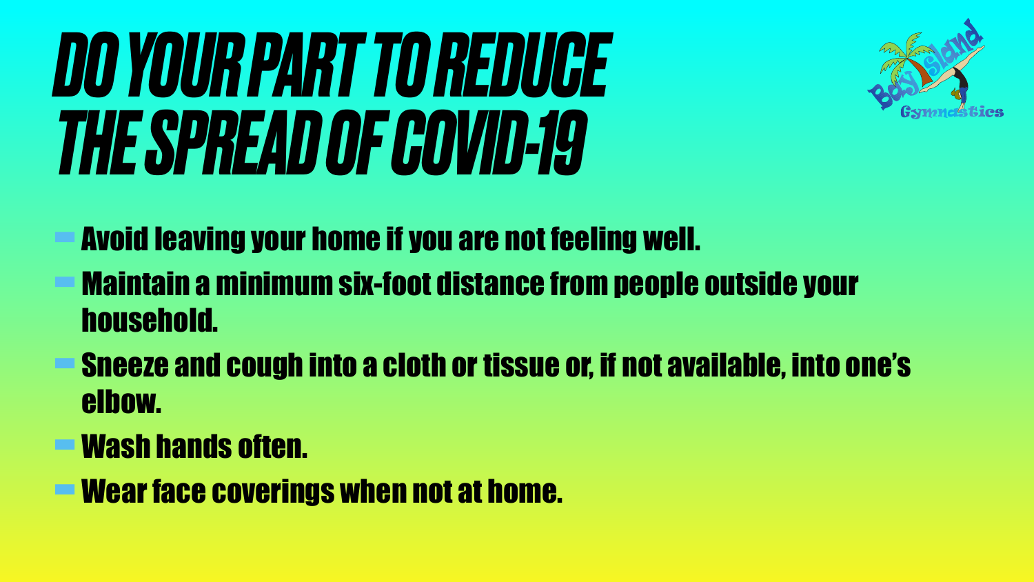# DO YOUR PART TO REDUCE THE SPREAD OF COVID-19

- Avoid leaving your home if you are not feeling well.
- Maintain a minimum six-foot distance from people outside your household.
- Sneeze and cough into a cloth or tissue or, if not available, into one's elbow.
- Wash hands often.
- Wear face coverings when not at home.